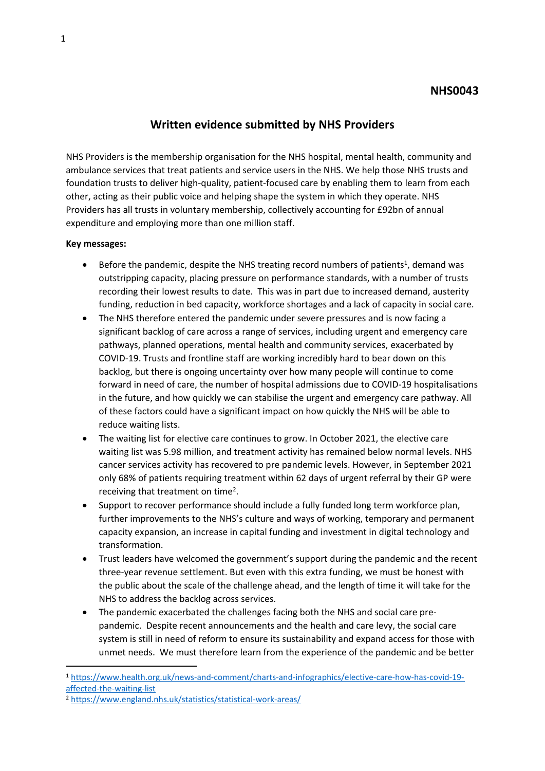NHS0043

# Written evidence submitted by NHS Providers

NHS Providers is the membership organisation for the NHS hospital, mental health, community and ambulance services that treat patients and service users in the NHS. We help those NHS trusts and foundation trusts to deliver high-quality, patient-focused care by enabling them to learn from each other, acting as their public voice and helping shape the system in which they operate. NHS Providers has all trusts in voluntary membership, collectively accounting for £92bn of annual expenditure and employing more than one million staff.

**Key messages:**

- Before the pandemic, despite the NHS treating record numbers of patients[1], demand was outstripping capacity, placing pressure on performance standards, with a number of trusts recording their lowest results to date. This was in part due to increased demand, austerity funding, reduction in bed capacity, workforce shortages and a lack of capacity in social care.
- The NHS therefore entered the pandemic under severe pressures and is now facing a significant backlog of care across a range of services, including urgent and emergency care pathways, planned operations, mental health and community services, exacerbated by COVID-19. Trusts and frontline staff are working incredibly hard to bear down on this backlog, but there is ongoing uncertainty over how many people will continue to come forward in need of care, the number of hospital admissions due to COVID-19 hospitalisations in the future, and how quickly we can stabilise the urgent and emergency care pathway. All of these factors could have a significant impact on how quickly the NHS will be able to reduce waiting lists.
- The waiting list for elective care continues to grow. In October 2021, the elective care waiting list was 5.98 million, and treatment activity has remained below normal levels. NHS cancer services activity has recovered to pre pandemic levels. However, in September 2021 only 68% of patients requiring treatment within 62 days of urgent referral by their GP were receiving that treatment on time[2].
- Support to recover performance should include a fully funded long term workforce plan, further improvements to the NHS's culture and ways of working, temporary and permanent capacity expansion, an increase in capital funding and investment in digital technology and transformation.
- Trust leaders have welcomed the government's support during the pandemic and the recent three-year revenue settlement. But even with this extra funding, we must be honest with the public about the scale of the challenge ahead, and the length of time it will take for the NHS to address the backlog across services.
- The pandemic exacerbated the challenges facing both the NHS and social care pre-pandemic. Despite recent announcements and the health and care levy, the social care system is still in need of reform to ensure its sustainability and expand access for those with unmet needs. We must therefore learn from the experience of the pandemic and be better

---

[1] https://www.health.org.uk/news-and-comment/charts-and-infographics/elective-care-how-has-covid-19-affected-the-waiting-list

[2] https://www.england.nhs.uk/statistics/statistical-work-areas/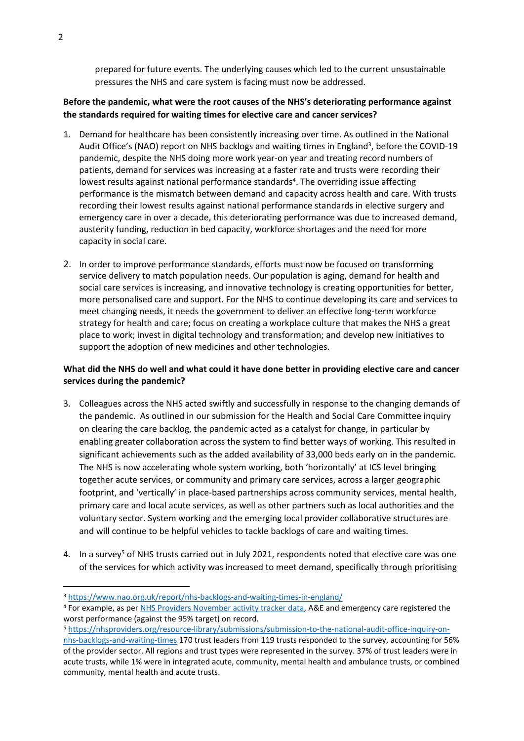prepared for future events. The underlying causes which led to the current unsustainable pressures the NHS and care system is facing must now be addressed.

**Before the pandemic, what were the root causes of the NHS's deteriorating performance against the standards required for waiting times for elective care and cancer services?**

1. Demand for healthcare has been consistently increasing over time. As outlined in the National Audit Office's (NAO) report on NHS backlogs and waiting times in England[3], before the COVID-19 pandemic, despite the NHS doing more work year-on year and treating record numbers of patients, demand for services was increasing at a faster rate and trusts were recording their lowest results against national performance standards[4]. The overriding issue affecting performance is the mismatch between demand and capacity across health and care. With trusts recording their lowest results against national performance standards in elective surgery and emergency care in over a decade, this deteriorating performance was due to increased demand, austerity funding, reduction in bed capacity, workforce shortages and the need for more capacity in social care.

2. In order to improve performance standards, efforts must now be focused on transforming service delivery to match population needs. Our population is aging, demand for health and social care services is increasing, and innovative technology is creating opportunities for better, more personalised care and support. For the NHS to continue developing its care and services to meet changing needs, it needs the government to deliver an effective long-term workforce strategy for health and care; focus on creating a workplace culture that makes the NHS a great place to work; invest in digital technology and transformation; and develop new initiatives to support the adoption of new medicines and other technologies.

**What did the NHS do well and what could it have done better in providing elective care and cancer services during the pandemic?**

3. Colleagues across the NHS acted swiftly and successfully in response to the changing demands of the pandemic. As outlined in our submission for the Health and Social Care Committee inquiry on clearing the care backlog, the pandemic acted as a catalyst for change, in particular by enabling greater collaboration across the system to find better ways of working. This resulted in significant achievements such as the added availability of 33,000 beds early on in the pandemic. The NHS is now accelerating whole system working, both 'horizontally' at ICS level bringing together acute services, or community and primary care services, across a larger geographic footprint, and 'vertically' in place-based partnerships across community services, mental health, primary care and local acute services, as well as other partners such as local authorities and the voluntary sector. System working and the emerging local provider collaborative structures are and will continue to be helpful vehicles to tackle backlogs of care and waiting times.

4. In a survey[5] of NHS trusts carried out in July 2021, respondents noted that elective care was one of the services for which activity was increased to meet demand, specifically through prioritising

---

[3] https://www.nao.org.uk/report/nhs-backlogs-and-waiting-times-in-england/

[4] For example, as per NHS Providers November activity tracker data, A&E and emergency care registered the worst performance (against the 95% target) on record.

[5] https://nhsproviders.org/resource-library/submissions/submission-to-the-national-audit-office-inquiry-on-nhs-backlogs-and-waiting-times 170 trust leaders from 119 trusts responded to the survey, accounting for 56% of the provider sector. All regions and trust types were represented in the survey. 37% of trust leaders were in acute trusts, while 1% were in integrated acute, community, mental health and ambulance trusts, or combined community, mental health and acute trusts.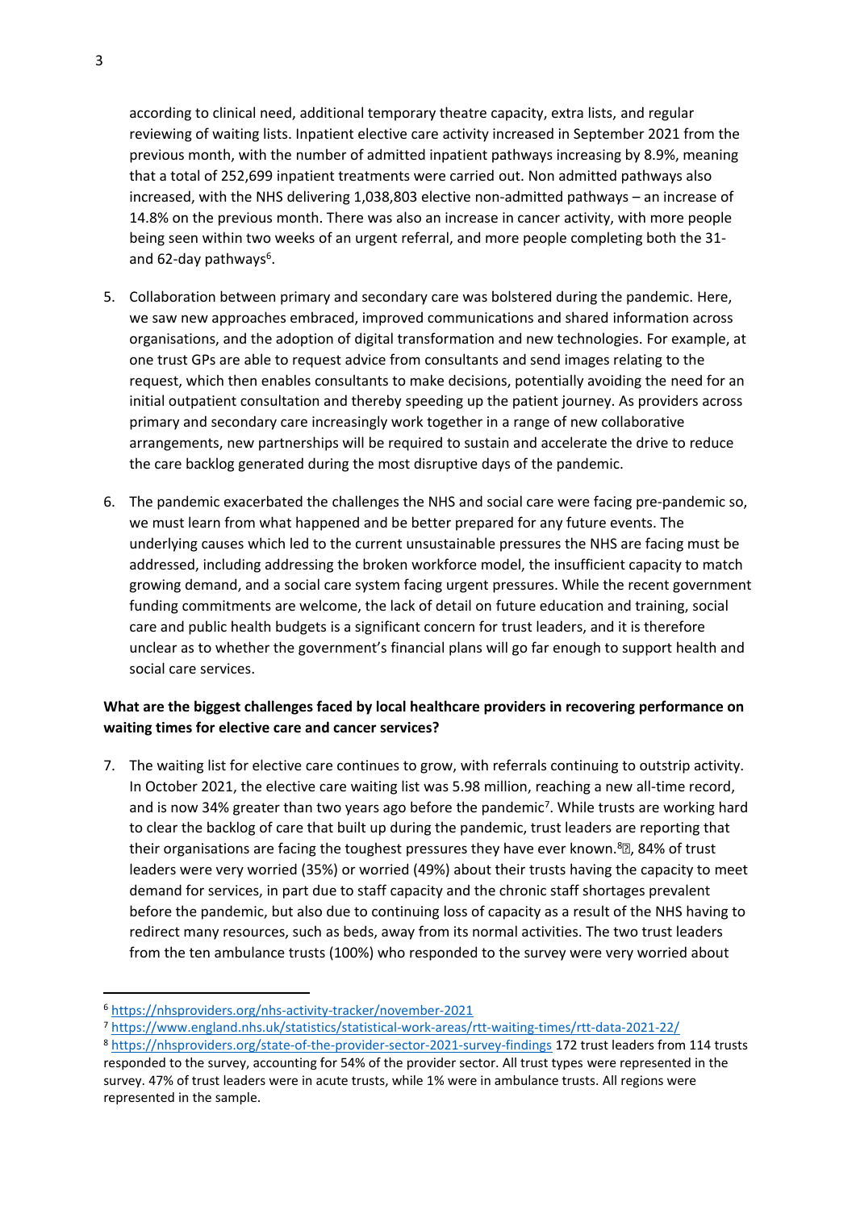according to clinical need, additional temporary theatre capacity, extra lists, and regular reviewing of waiting lists. Inpatient elective care activity increased in September 2021 from the previous month, with the number of admitted inpatient pathways increasing by 8.9%, meaning that a total of 252,699 inpatient treatments were carried out. Non admitted pathways also increased, with the NHS delivering 1,038,803 elective non-admitted pathways – an increase of 14.8% on the previous month. There was also an increase in cancer activity, with more people being seen within two weeks of an urgent referral, and more people completing both the 31- and 62-day pathways[6].

5. Collaboration between primary and secondary care was bolstered during the pandemic. Here, we saw new approaches embraced, improved communications and shared information across organisations, and the adoption of digital transformation and new technologies. For example, at one trust GPs are able to request advice from consultants and send images relating to the request, which then enables consultants to make decisions, potentially avoiding the need for an initial outpatient consultation and thereby speeding up the patient journey. As providers across primary and secondary care increasingly work together in a range of new collaborative arrangements, new partnerships will be required to sustain and accelerate the drive to reduce the care backlog generated during the most disruptive days of the pandemic.

6. The pandemic exacerbated the challenges the NHS and social care were facing pre-pandemic so, we must learn from what happened and be better prepared for any future events. The underlying causes which led to the current unsustainable pressures the NHS are facing must be addressed, including addressing the broken workforce model, the insufficient capacity to match growing demand, and a social care system facing urgent pressures. While the recent government funding commitments are welcome, the lack of detail on future education and training, social care and public health budgets is a significant concern for trust leaders, and it is therefore unclear as to whether the government's financial plans will go far enough to support health and social care services.

**What are the biggest challenges faced by local healthcare providers in recovering performance on waiting times for elective care and cancer services?**

7. The waiting list for elective care continues to grow, with referrals continuing to outstrip activity. In October 2021, the elective care waiting list was 5.98 million, reaching a new all-time record, and is now 34% greater than two years ago before the pandemic[7]. While trusts are working hard to clear the backlog of care that built up during the pandemic, trust leaders are reporting that their organisations are facing the toughest pressures they have ever known.[8], 84% of trust leaders were very worried (35%) or worried (49%) about their trusts having the capacity to meet demand for services, in part due to staff capacity and the chronic staff shortages prevalent before the pandemic, but also due to continuing loss of capacity as a result of the NHS having to redirect many resources, such as beds, away from its normal activities. The two trust leaders from the ten ambulance trusts (100%) who responded to the survey were very worried about

---

[6] https://nhsproviders.org/nhs-activity-tracker/november-2021

[7] https://www.england.nhs.uk/statistics/statistical-work-areas/rtt-waiting-times/rtt-data-2021-22/

[8] https://nhsproviders.org/state-of-the-provider-sector-2021-survey-findings 172 trust leaders from 114 trusts responded to the survey, accounting for 54% of the provider sector. All trust types were represented in the survey. 47% of trust leaders were in acute trusts, while 1% were in ambulance trusts. All regions were represented in the sample.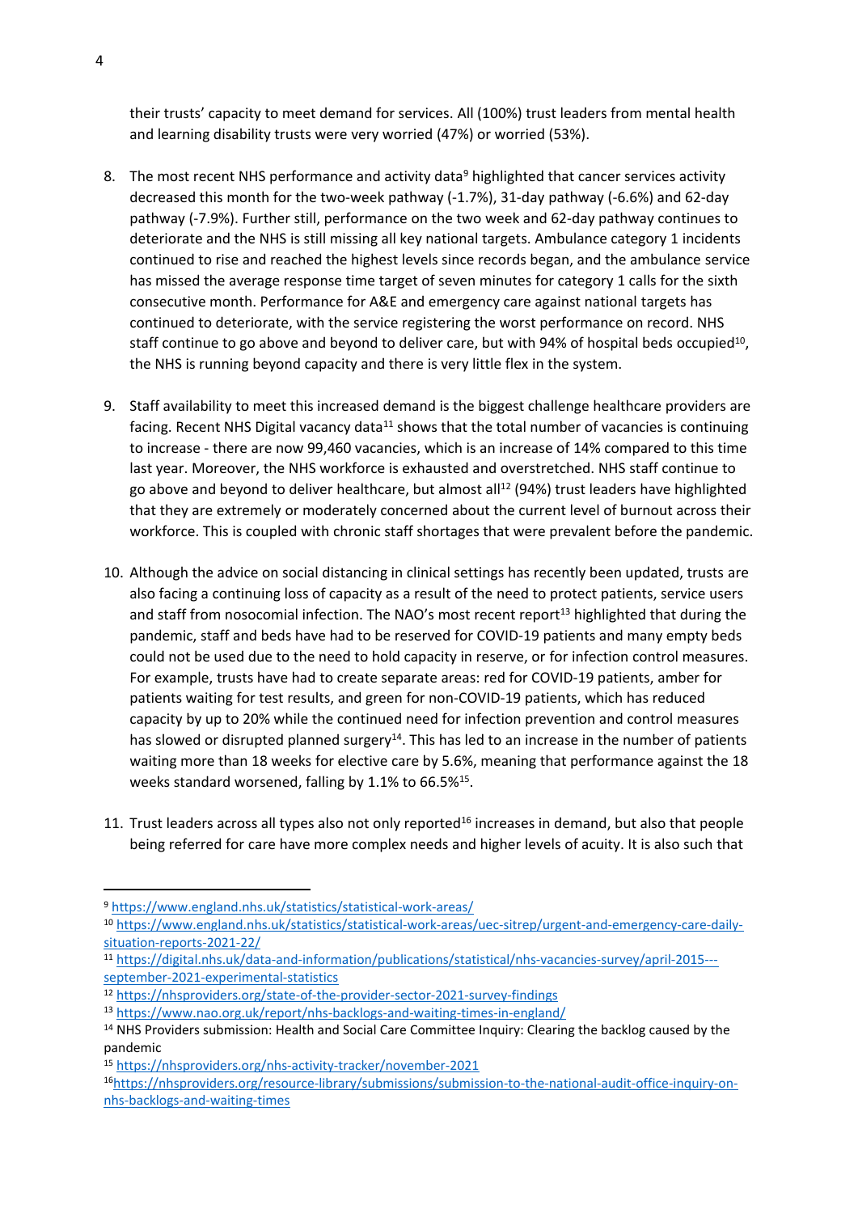their trusts' capacity to meet demand for services. All (100%) trust leaders from mental health and learning disability trusts were very worried (47%) or worried (53%).

8. The most recent NHS performance and activity data[9] highlighted that cancer services activity decreased this month for the two-week pathway (-1.7%), 31-day pathway (-6.6%) and 62-day pathway (-7.9%). Further still, performance on the two week and 62-day pathway continues to deteriorate and the NHS is still missing all key national targets. Ambulance category 1 incidents continued to rise and reached the highest levels since records began, and the ambulance service has missed the average response time target of seven minutes for category 1 calls for the sixth consecutive month. Performance for A&E and emergency care against national targets has continued to deteriorate, with the service registering the worst performance on record. NHS staff continue to go above and beyond to deliver care, but with 94% of hospital beds occupied[10], the NHS is running beyond capacity and there is very little flex in the system.

9. Staff availability to meet this increased demand is the biggest challenge healthcare providers are facing. Recent NHS Digital vacancy data[11] shows that the total number of vacancies is continuing to increase - there are now 99,460 vacancies, which is an increase of 14% compared to this time last year. Moreover, the NHS workforce is exhausted and overstretched. NHS staff continue to go above and beyond to deliver healthcare, but almost all[12] (94%) trust leaders have highlighted that they are extremely or moderately concerned about the current level of burnout across their workforce. This is coupled with chronic staff shortages that were prevalent before the pandemic.

10. Although the advice on social distancing in clinical settings has recently been updated, trusts are also facing a continuing loss of capacity as a result of the need to protect patients, service users and staff from nosocomial infection. The NAO's most recent report[13] highlighted that during the pandemic, staff and beds have had to be reserved for COVID-19 patients and many empty beds could not be used due to the need to hold capacity in reserve, or for infection control measures. For example, trusts have had to create separate areas: red for COVID-19 patients, amber for patients waiting for test results, and green for non-COVID-19 patients, which has reduced capacity by up to 20% while the continued need for infection prevention and control measures has slowed or disrupted planned surgery[14]. This has led to an increase in the number of patients waiting more than 18 weeks for elective care by 5.6%, meaning that performance against the 18 weeks standard worsened, falling by 1.1% to 66.5%[15].

11. Trust leaders across all types also not only reported[16] increases in demand, but also that people being referred for care have more complex needs and higher levels of acuity. It is also such that

---

[9] https://www.england.nhs.uk/statistics/statistical-work-areas/

[10] https://www.england.nhs.uk/statistics/statistical-work-areas/uec-sitrep/urgent-and-emergency-care-daily-situation-reports-2021-22/

[11] https://digital.nhs.uk/data-and-information/publications/statistical/nhs-vacancies-survey/april-2015---september-2021-experimental-statistics

[12] https://nhsproviders.org/state-of-the-provider-sector-2021-survey-findings

[13] https://www.nao.org.uk/report/nhs-backlogs-and-waiting-times-in-england/

[14] NHS Providers submission: Health and Social Care Committee Inquiry: Clearing the backlog caused by the pandemic

[15] https://nhsproviders.org/nhs-activity-tracker/november-2021

[16] https://nhsproviders.org/resource-library/submissions/submission-to-the-national-audit-office-inquiry-on-nhs-backlogs-and-waiting-times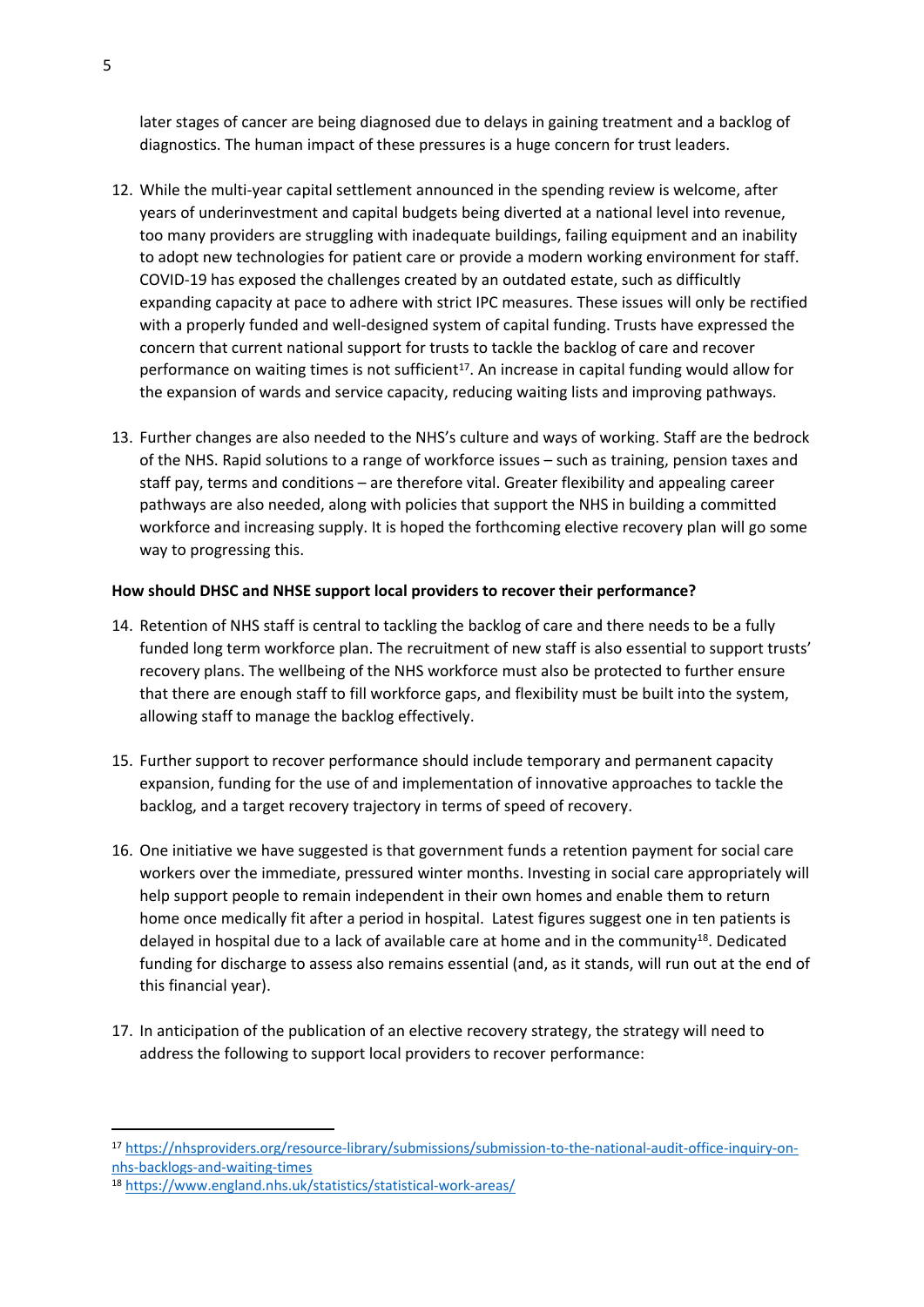later stages of cancer are being diagnosed due to delays in gaining treatment and a backlog of diagnostics. The human impact of these pressures is a huge concern for trust leaders.

12. While the multi-year capital settlement announced in the spending review is welcome, after years of underinvestment and capital budgets being diverted at a national level into revenue, too many providers are struggling with inadequate buildings, failing equipment and an inability to adopt new technologies for patient care or provide a modern working environment for staff. COVID-19 has exposed the challenges created by an outdated estate, such as difficultly expanding capacity at pace to adhere with strict IPC measures. These issues will only be rectified with a properly funded and well-designed system of capital funding. Trusts have expressed the concern that current national support for trusts to tackle the backlog of care and recover performance on waiting times is not sufficient[17]. An increase in capital funding would allow for the expansion of wards and service capacity, reducing waiting lists and improving pathways.

13. Further changes are also needed to the NHS's culture and ways of working. Staff are the bedrock of the NHS. Rapid solutions to a range of workforce issues – such as training, pension taxes and staff pay, terms and conditions – are therefore vital. Greater flexibility and appealing career pathways are also needed, along with policies that support the NHS in building a committed workforce and increasing supply. It is hoped the forthcoming elective recovery plan will go some way to progressing this.

**How should DHSC and NHSE support local providers to recover their performance?**

14. Retention of NHS staff is central to tackling the backlog of care and there needs to be a fully funded long term workforce plan. The recruitment of new staff is also essential to support trusts' recovery plans. The wellbeing of the NHS workforce must also be protected to further ensure that there are enough staff to fill workforce gaps, and flexibility must be built into the system, allowing staff to manage the backlog effectively.

15. Further support to recover performance should include temporary and permanent capacity expansion, funding for the use of and implementation of innovative approaches to tackle the backlog, and a target recovery trajectory in terms of speed of recovery.

16. One initiative we have suggested is that government funds a retention payment for social care workers over the immediate, pressured winter months. Investing in social care appropriately will help support people to remain independent in their own homes and enable them to return home once medically fit after a period in hospital. Latest figures suggest one in ten patients is delayed in hospital due to a lack of available care at home and in the community[18]. Dedicated funding for discharge to assess also remains essential (and, as it stands, will run out at the end of this financial year).

17. In anticipation of the publication of an elective recovery strategy, the strategy will need to address the following to support local providers to recover performance:

---

[17] https://nhsproviders.org/resource-library/submissions/submission-to-the-national-audit-office-inquiry-on-nhs-backlogs-and-waiting-times

[18] https://www.england.nhs.uk/statistics/statistical-work-areas/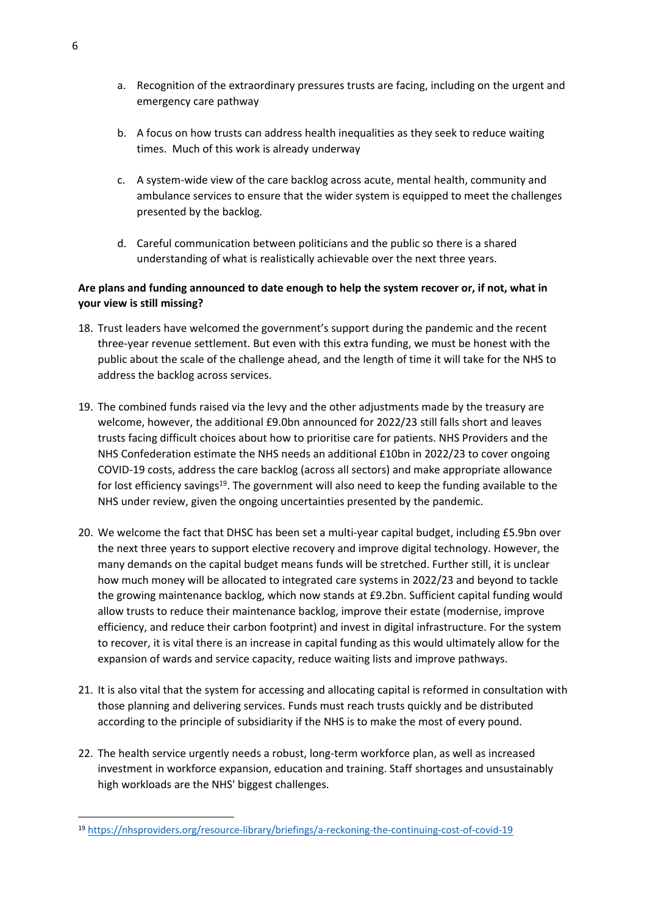a. Recognition of the extraordinary pressures trusts are facing, including on the urgent and emergency care pathway

b. A focus on how trusts can address health inequalities as they seek to reduce waiting times. Much of this work is already underway

c. A system-wide view of the care backlog across acute, mental health, community and ambulance services to ensure that the wider system is equipped to meet the challenges presented by the backlog.

d. Careful communication between politicians and the public so there is a shared understanding of what is realistically achievable over the next three years.

**Are plans and funding announced to date enough to help the system recover or, if not, what in your view is still missing?**

18. Trust leaders have welcomed the government's support during the pandemic and the recent three-year revenue settlement. But even with this extra funding, we must be honest with the public about the scale of the challenge ahead, and the length of time it will take for the NHS to address the backlog across services.

19. The combined funds raised via the levy and the other adjustments made by the treasury are welcome, however, the additional £9.0bn announced for 2022/23 still falls short and leaves trusts facing difficult choices about how to prioritise care for patients. NHS Providers and the NHS Confederation estimate the NHS needs an additional £10bn in 2022/23 to cover ongoing COVID-19 costs, address the care backlog (across all sectors) and make appropriate allowance for lost efficiency savings[19]. The government will also need to keep the funding available to the NHS under review, given the ongoing uncertainties presented by the pandemic.

20. We welcome the fact that DHSC has been set a multi-year capital budget, including £5.9bn over the next three years to support elective recovery and improve digital technology. However, the many demands on the capital budget means funds will be stretched. Further still, it is unclear how much money will be allocated to integrated care systems in 2022/23 and beyond to tackle the growing maintenance backlog, which now stands at £9.2bn. Sufficient capital funding would allow trusts to reduce their maintenance backlog, improve their estate (modernise, improve efficiency, and reduce their carbon footprint) and invest in digital infrastructure. For the system to recover, it is vital there is an increase in capital funding as this would ultimately allow for the expansion of wards and service capacity, reduce waiting lists and improve pathways.

21. It is also vital that the system for accessing and allocating capital is reformed in consultation with those planning and delivering services. Funds must reach trusts quickly and be distributed according to the principle of subsidiarity if the NHS is to make the most of every pound.

22. The health service urgently needs a robust, long-term workforce plan, as well as increased investment in workforce expansion, education and training. Staff shortages and unsustainably high workloads are the NHS' biggest challenges.

---

[19] https://nhsproviders.org/resource-library/briefings/a-reckoning-the-continuing-cost-of-covid-19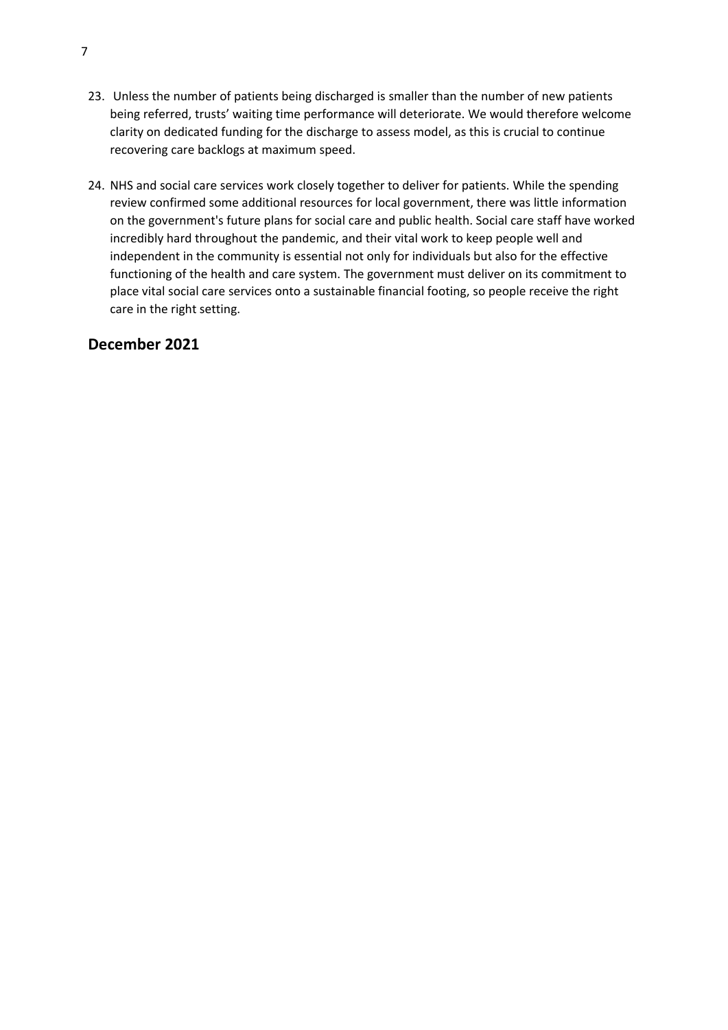23. Unless the number of patients being discharged is smaller than the number of new patients being referred, trusts' waiting time performance will deteriorate. We would therefore welcome clarity on dedicated funding for the discharge to assess model, as this is crucial to continue recovering care backlogs at maximum speed.

24. NHS and social care services work closely together to deliver for patients. While the spending review confirmed some additional resources for local government, there was little information on the government's future plans for social care and public health. Social care staff have worked incredibly hard throughout the pandemic, and their vital work to keep people well and independent in the community is essential not only for individuals but also for the effective functioning of the health and care system. The government must deliver on its commitment to place vital social care services onto a sustainable financial footing, so people receive the right care in the right setting.

## December 2021